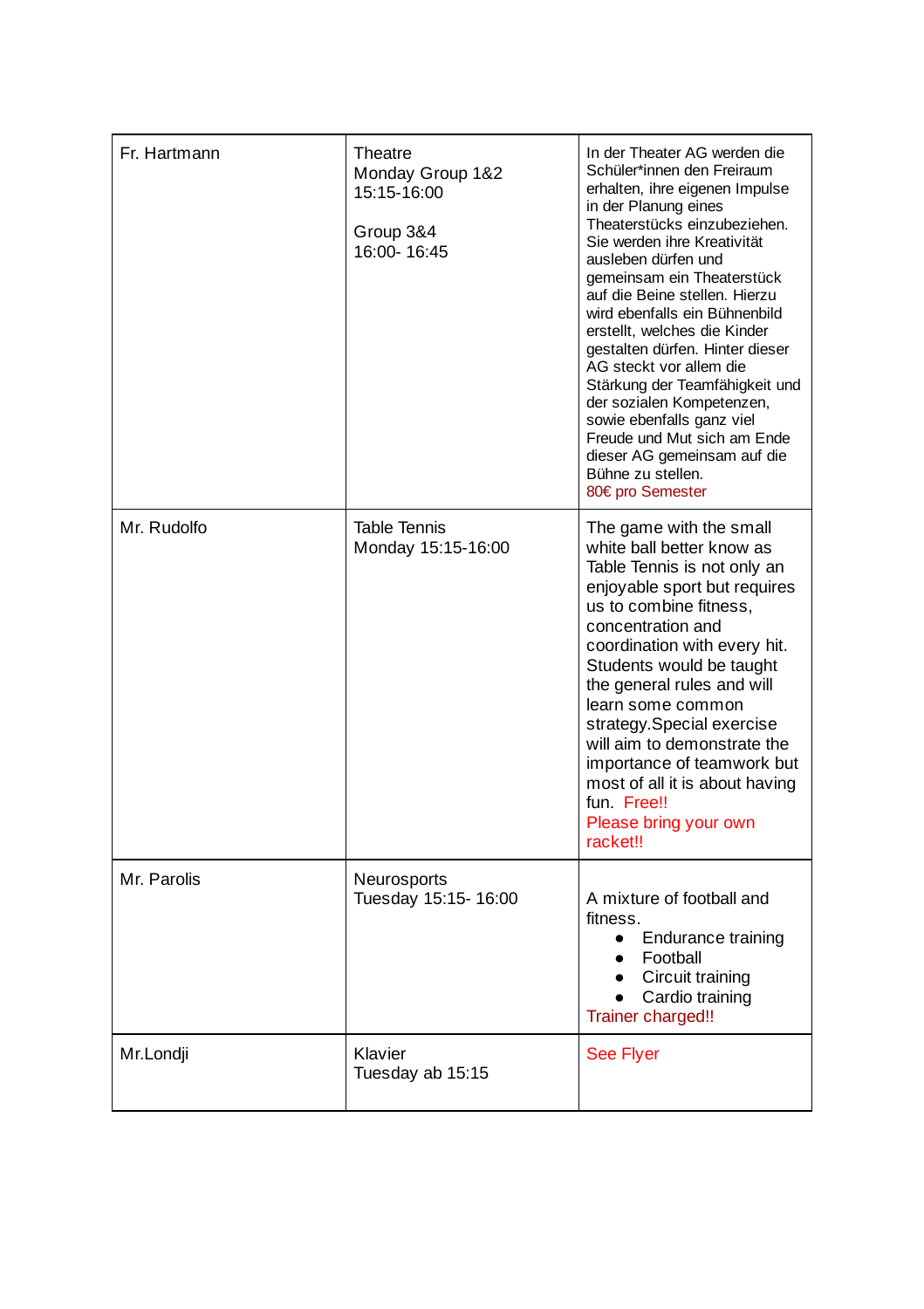| | | |
|---|---|---|
| Fr. Hartmann | Theatre<br>Monday Group 1&2<br>15:15-16:00<br><br>Group 3&4<br>16:00- 16:45 | In der Theater AG werden die Schüler*innen den Freiraum erhalten, ihre eigenen Impulse in der Planung eines Theaterstücks einzubeziehen. Sie werden ihre Kreativität ausleben dürfen und gemeinsam ein Theaterstück auf die Beine stellen. Hierzu wird ebenfalls ein Bühnenbild erstellt, welches die Kinder gestalten dürfen. Hinter dieser AG steckt vor allem die Stärkung der Teamfähigkeit und der sozialen Kompetenzen, sowie ebenfalls ganz viel Freude und Mut sich am Ende dieser AG gemeinsam auf die Bühne zu stellen.<br>80€ pro Semester |
| Mr. Rudolfo | Table Tennis<br>Monday 15:15-16:00 | The game with the small white ball better know as Table Tennis is not only an enjoyable sport but requires us to combine fitness, concentration and coordination with every hit. Students would be taught the general rules and will learn some common strategy.Special exercise will aim to demonstrate the importance of teamwork but most of all it is about having fun. Free!!<br>Please bring your own racket!! |
| Mr. Parolis | Neurosports<br>Tuesday 15:15- 16:00 | A mixture of football and fitness.<br>• Endurance training<br>• Football<br>• Circuit training<br>• Cardio training<br>Trainer charged!! |
| Mr.Londji | Klavier<br>Tuesday ab 15:15 | See Flyer |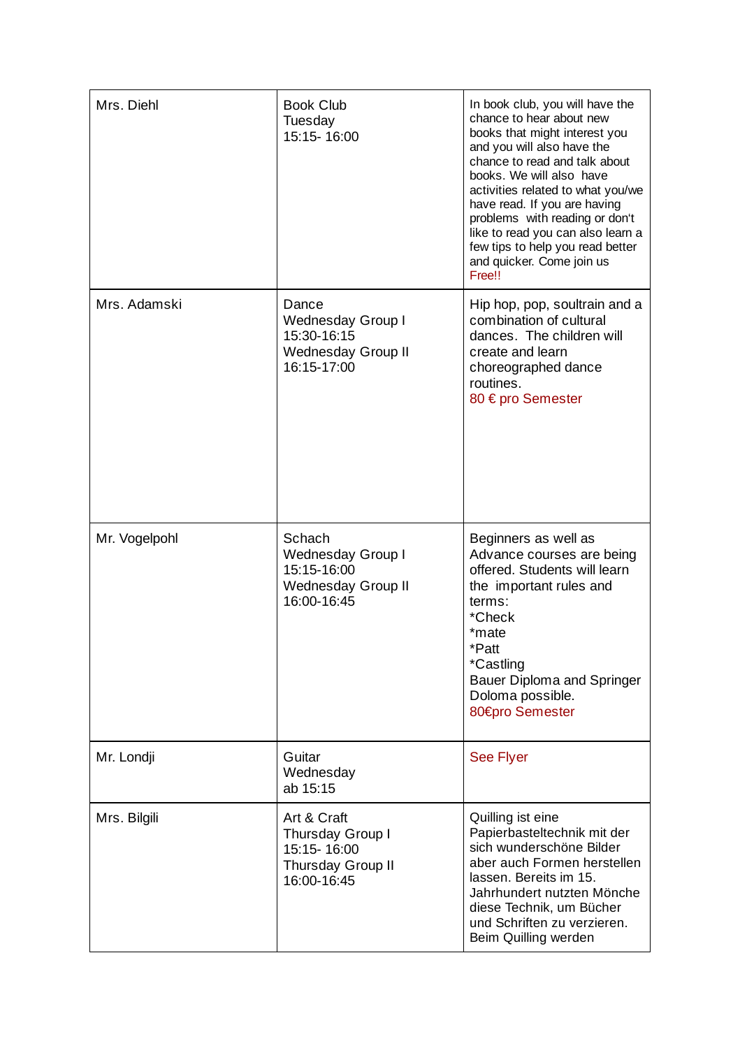| Mrs. Diehl | Book Club<br>Tuesday<br>15:15- 16:00 | In book club, you will have the chance to hear about new books that might interest you and you will also have the chance to read and talk about books. We will also have activities related to what you/we have read. If you are having problems with reading or don't like to read you can also learn a few tips to help you read better and quicker. Come join us<br>Free!! |
|---|---|---|
| Mrs. Adamski | Dance<br>Wednesday Group I<br>15:30-16:15<br>Wednesday Group II<br>16:15-17:00 | Hip hop, pop, soultrain and a combination of cultural dances. The children will create and learn choreographed dance routines.<br>80 € pro Semester |
| Mr. Vogelpohl | Schach<br>Wednesday Group I<br>15:15-16:00<br>Wednesday Group II<br>16:00-16:45 | Beginners as well as Advance courses are being offered. Students will learn the important rules and terms:<br>*Check<br>*mate<br>*Patt<br>*Castling<br>Bauer Diploma and Springer Doloma possible.<br>80€pro Semester |
| Mr. Londji | Guitar<br>Wednesday<br>ab 15:15 | See Flyer |
| Mrs. Bilgili | Art & Craft<br>Thursday Group I<br>15:15- 16:00<br>Thursday Group II<br>16:00-16:45 | Quilling ist eine Papierbasteltechnik mit der sich wunderschöne Bilder aber auch Formen herstellen lassen. Bereits im 15. Jahrhundert nutzten Mönche diese Technik, um Bücher und Schriften zu verzieren. Beim Quilling werden |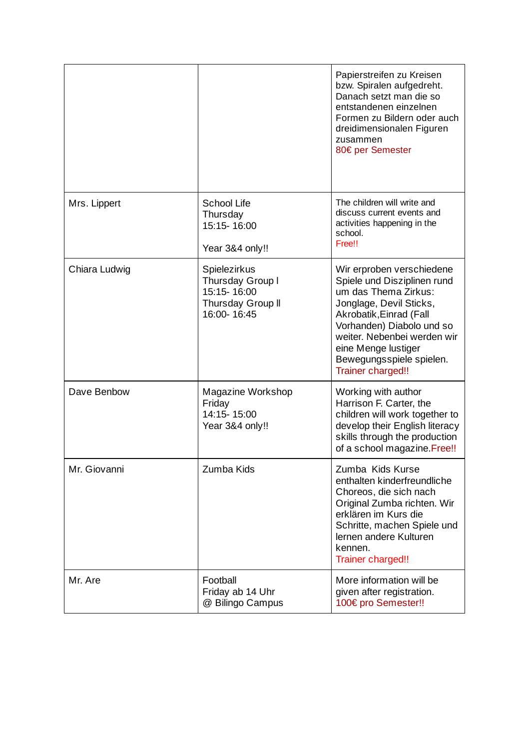| | | |
|---|---|---|
| | | Papierstreifen zu Kreisen bzw. Spiralen aufgedreht. Danach setzt man die so entstandenen einzelnen Formen zu Bildern oder auch dreidimensionalen Figuren zusammen<br>80€ per Semester |
| Mrs. Lippert | School Life<br>Thursday<br>15:15- 16:00<br><br>Year 3&4 only!! | The children will write and discuss current events and activities happening in the school.<br>Free!! |
| Chiara Ludwig | Spielezirkus<br>Thursday Group I<br>15:15- 16:00<br>Thursday Group II<br>16:00- 16:45 | Wir erproben verschiedene Spiele und Disziplinen rund um das Thema Zirkus: Jonglage, Devil Sticks, Akrobatik,Einrad (Fall Vorhanden) Diabolo und so weiter. Nebenbei werden wir eine Menge lustiger Bewegungsspiele spielen.<br>Trainer charged!! |
| Dave Benbow | Magazine Workshop<br>Friday<br>14:15- 15:00<br>Year 3&4 only!! | Working with author Harrison F. Carter, the children will work together to develop their English literacy skills through the production of a school magazine.Free!! |
| Mr. Giovanni | Zumba Kids | Zumba Kids Kurse enthalten kinderfreundliche Choreos, die sich nach Original Zumba richten. Wir erklären im Kurs die Schritte, machen Spiele und lernen andere Kulturen kennen.<br>Trainer charged!! |
| Mr. Are | Football<br>Friday ab 14 Uhr<br>@ Bilingo Campus | More information will be given after registration.<br>100€ pro Semester!! |